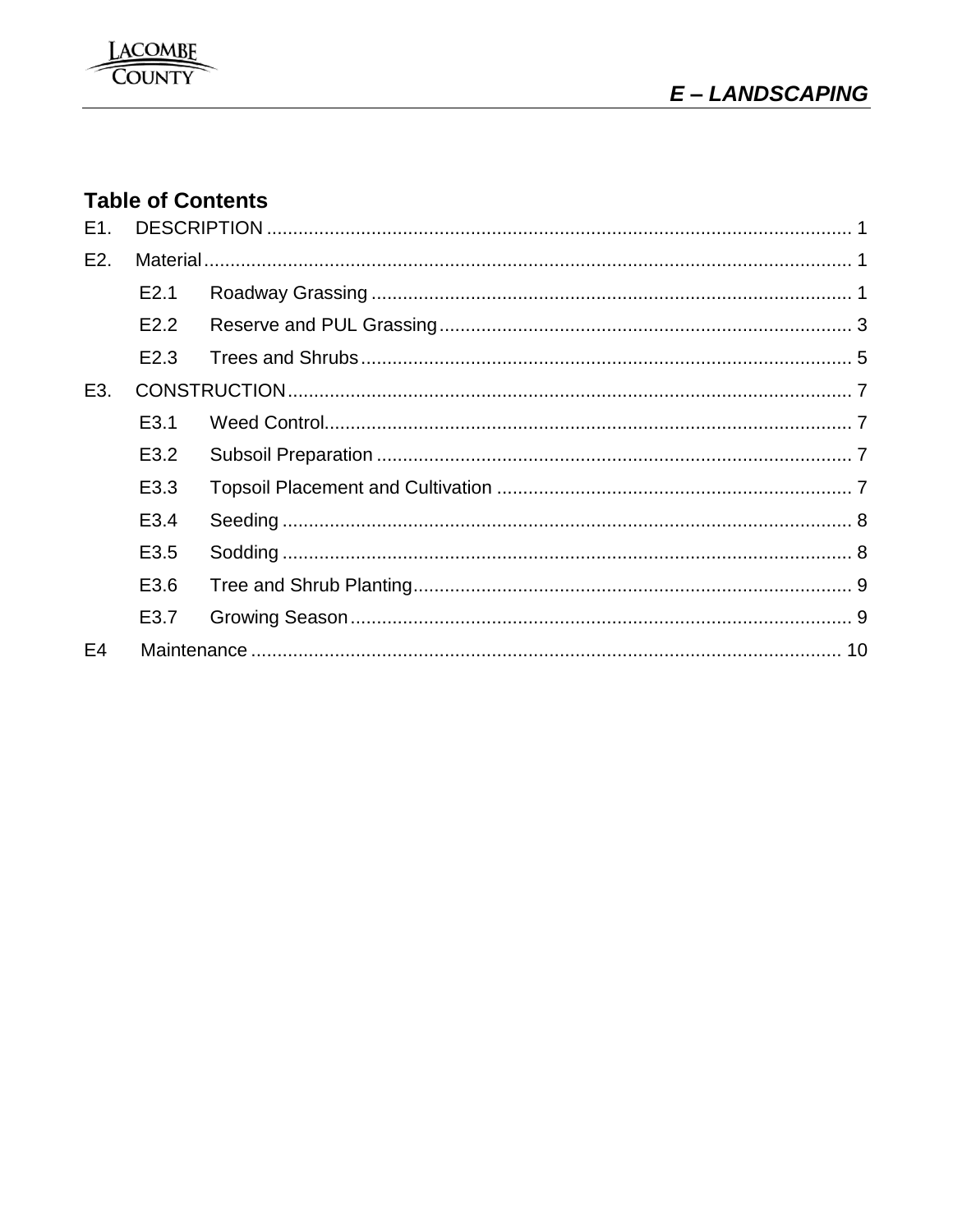# E – LANDSCAPING

## Table of Contents

E1. DESCRIPTION ..... 1

E2. Material ..... 1

- E2.1 Roadway Grassing ..... 1
- E2.2 Reserve and PUL Grassing ..... 3
- E2.3 Trees and Shrubs ..... 5

E3. CONSTRUCTION ..... 7

- E3.1 Weed Control ..... 7
- E3.2 Subsoil Preparation ..... 7
- E3.3 Topsoil Placement and Cultivation ..... 7
- E3.4 Seeding ..... 8
- E3.5 Sodding ..... 8
- E3.6 Tree and Shrub Planting ..... 9
- E3.7 Growing Season ..... 9

E4 Maintenance ..... 10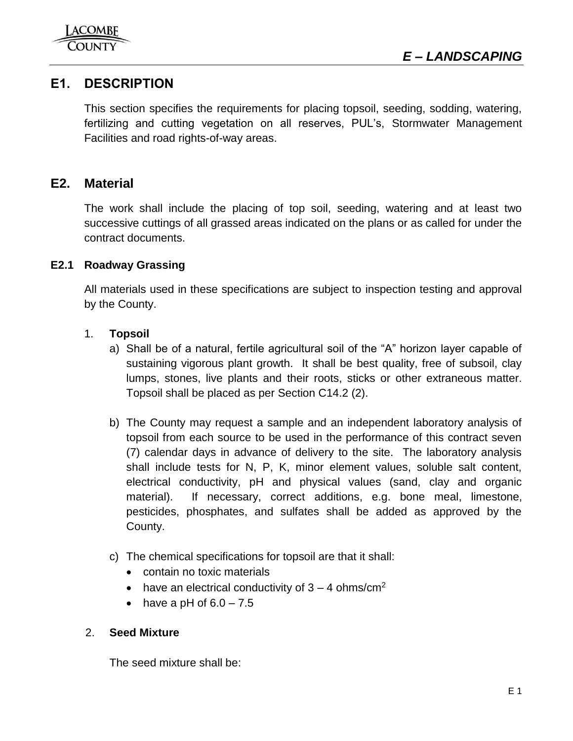# E – LANDSCAPING

## E1. DESCRIPTION

This section specifies the requirements for placing topsoil, seeding, sodding, watering, fertilizing and cutting vegetation on all reserves, PUL's, Stormwater Management Facilities and road rights-of-way areas.

## E2. Material

The work shall include the placing of top soil, seeding, watering and at least two successive cuttings of all grassed areas indicated on the plans or as called for under the contract documents.

### E2.1 Roadway Grassing

All materials used in these specifications are subject to inspection testing and approval by the County.

1. **Topsoil**
   a) Shall be of a natural, fertile agricultural soil of the "A" horizon layer capable of sustaining vigorous plant growth. It shall be best quality, free of subsoil, clay lumps, stones, live plants and their roots, sticks or other extraneous matter. Topsoil shall be placed as per Section C14.2 (2).

   b) The County may request a sample and an independent laboratory analysis of topsoil from each source to be used in the performance of this contract seven (7) calendar days in advance of delivery to the site. The laboratory analysis shall include tests for N, P, K, minor element values, soluble salt content, electrical conductivity, pH and physical values (sand, clay and organic material). If necessary, correct additions, e.g. bone meal, limestone, pesticides, phosphates, and sulfates shall be added as approved by the County.

   c) The chemical specifications for topsoil are that it shall:
      - contain no toxic materials
      - have an electrical conductivity of 3 – 4 ohms/cm$^2$
      - have a pH of 6.0 – 7.5

2. **Seed Mixture**

   The seed mixture shall be: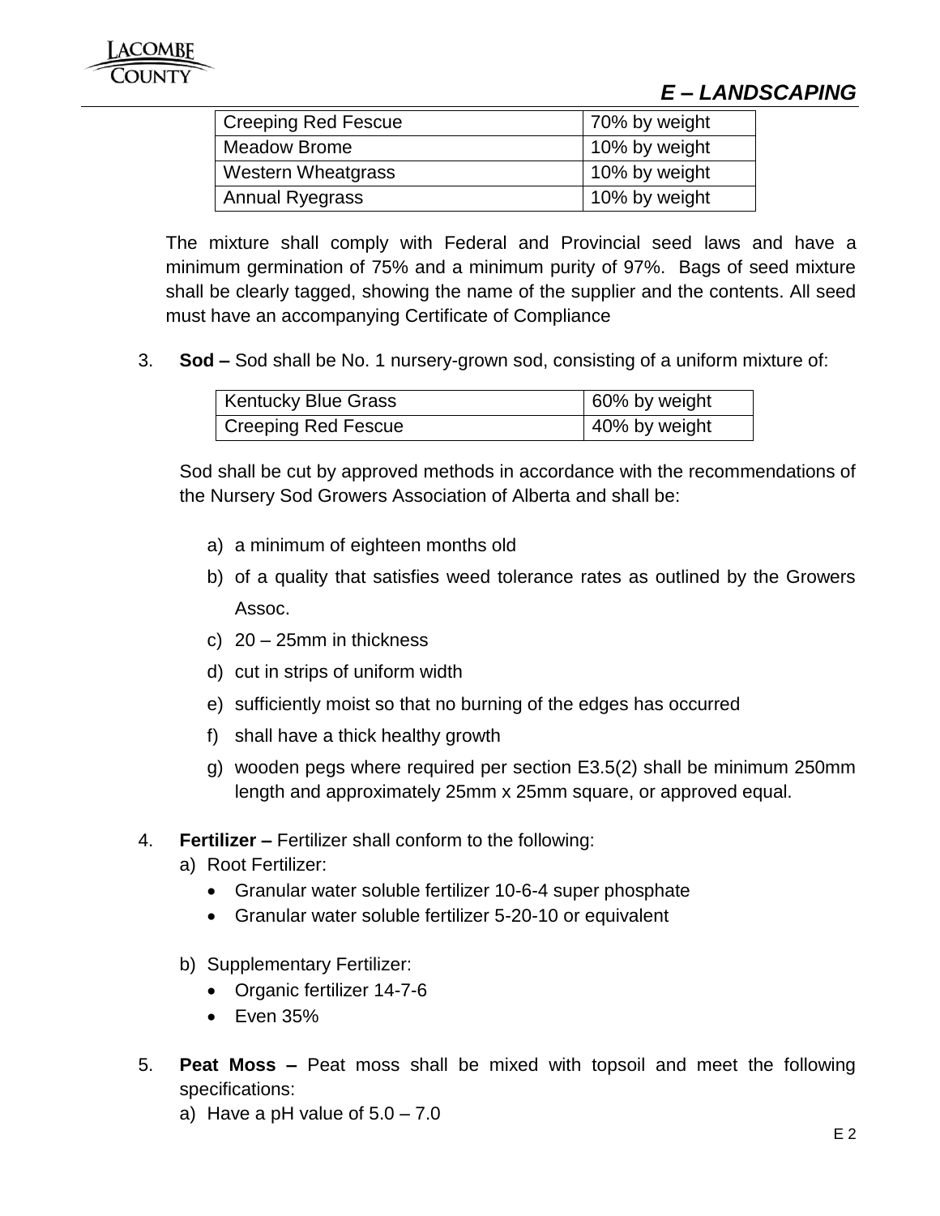| Creeping Red Fescue | 70% by weight |
|---|---|
| Meadow Brome | 10% by weight |
| Western Wheatgrass | 10% by weight |
| Annual Ryegrass | 10% by weight |

The mixture shall comply with Federal and Provincial seed laws and have a minimum germination of 75% and a minimum purity of 97%. Bags of seed mixture shall be clearly tagged, showing the name of the supplier and the contents. All seed must have an accompanying Certificate of Compliance

3. **Sod –** Sod shall be No. 1 nursery-grown sod, consisting of a uniform mixture of:

| Kentucky Blue Grass | 60% by weight |
|---|---|
| Creeping Red Fescue | 40% by weight |

Sod shall be cut by approved methods in accordance with the recommendations of the Nursery Sod Growers Association of Alberta and shall be:

a) a minimum of eighteen months old
b) of a quality that satisfies weed tolerance rates as outlined by the Growers Assoc.
c) 20 – 25mm in thickness
d) cut in strips of uniform width
e) sufficiently moist so that no burning of the edges has occurred
f) shall have a thick healthy growth
g) wooden pegs where required per section E3.5(2) shall be minimum 250mm length and approximately 25mm x 25mm square, or approved equal.

4. **Fertilizer –** Fertilizer shall conform to the following:
   a) Root Fertilizer:
      - Granular water soluble fertilizer 10-6-4 super phosphate
      - Granular water soluble fertilizer 5-20-10 or equivalent

   b) Supplementary Fertilizer:
      - Organic fertilizer 14-7-6
      - Even 35%

5. **Peat Moss –** Peat moss shall be mixed with topsoil and meet the following specifications:
   a) Have a pH value of 5.0 – 7.0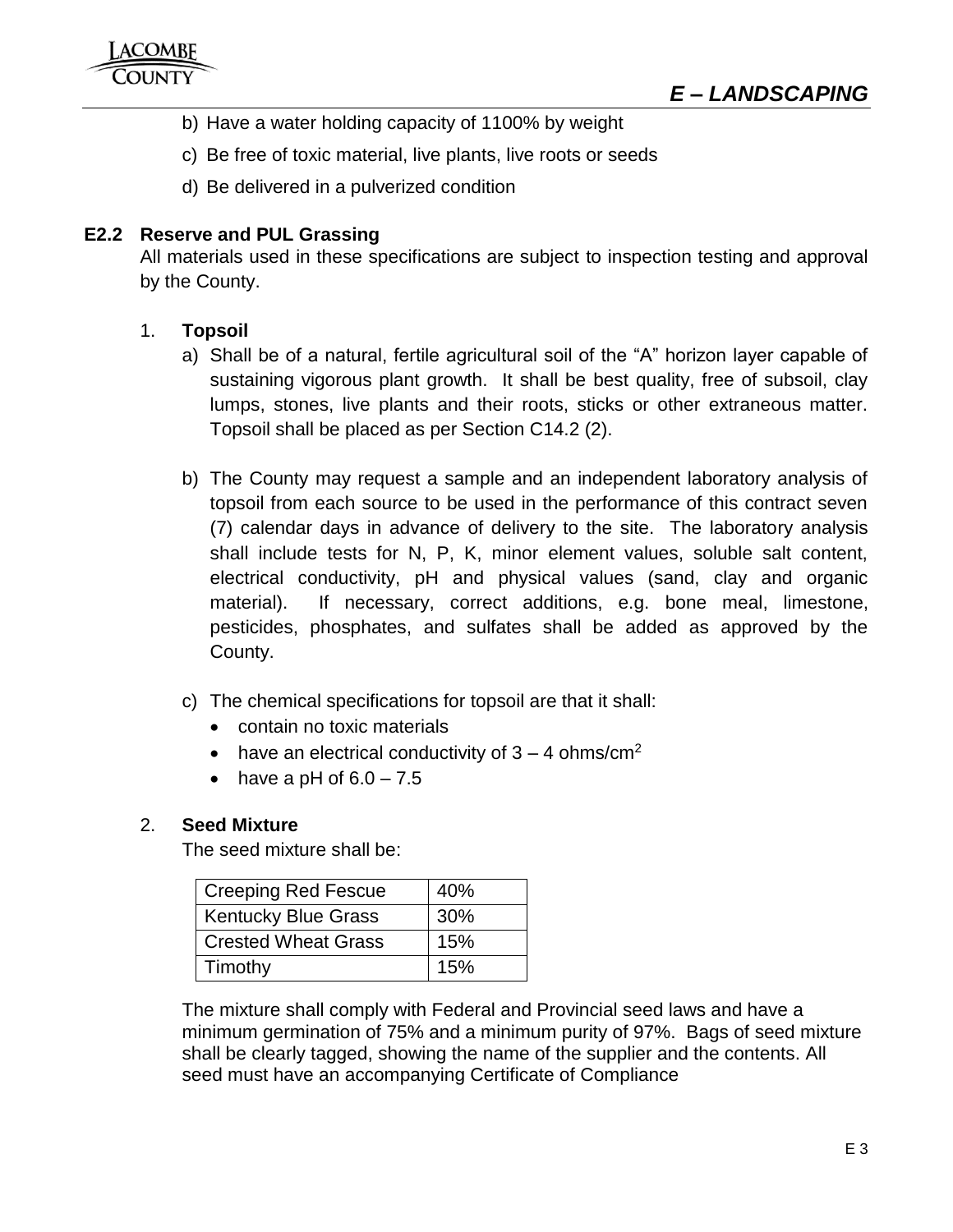b) Have a water holding capacity of 1100% by weight

c) Be free of toxic material, live plants, live roots or seeds

d) Be delivered in a pulverized condition

### E2.2 Reserve and PUL Grassing

All materials used in these specifications are subject to inspection testing and approval by the County.

1. **Topsoil**

   a) Shall be of a natural, fertile agricultural soil of the “A” horizon layer capable of sustaining vigorous plant growth. It shall be best quality, free of subsoil, clay lumps, stones, live plants and their roots, sticks or other extraneous matter. Topsoil shall be placed as per Section C14.2 (2).

   b) The County may request a sample and an independent laboratory analysis of topsoil from each source to be used in the performance of this contract seven (7) calendar days in advance of delivery to the site. The laboratory analysis shall include tests for N, P, K, minor element values, soluble salt content, electrical conductivity, pH and physical values (sand, clay and organic material). If necessary, correct additions, e.g. bone meal, limestone, pesticides, phosphates, and sulfates shall be added as approved by the County.

   c) The chemical specifications for topsoil are that it shall:

      - contain no toxic materials
      - have an electrical conductivity of 3 – 4 ohms/$cm^2$
      - have a pH of 6.0 – 7.5

2. **Seed Mixture**

   The seed mixture shall be:

| Creeping Red Fescue | 40% |
|---|---|
| Kentucky Blue Grass | 30% |
| Crested Wheat Grass | 15% |
| Timothy | 15% |

The mixture shall comply with Federal and Provincial seed laws and have a minimum germination of 75% and a minimum purity of 97%. Bags of seed mixture shall be clearly tagged, showing the name of the supplier and the contents. All seed must have an accompanying Certificate of Compliance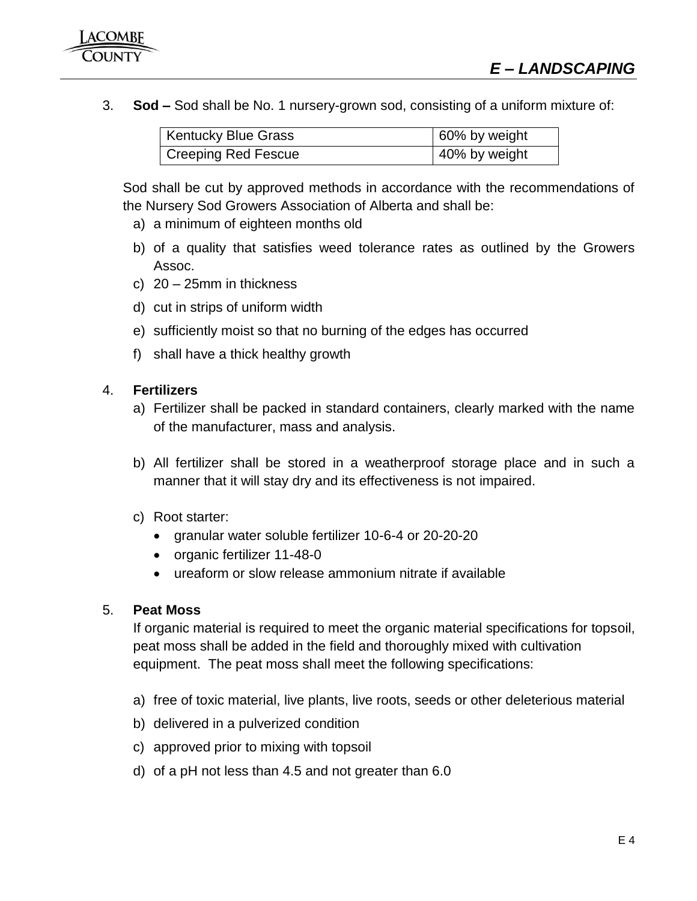3. **Sod –** Sod shall be No. 1 nursery-grown sod, consisting of a uniform mixture of:

| Kentucky Blue Grass | 60% by weight |
|---|---|
| Creeping Red Fescue | 40% by weight |

Sod shall be cut by approved methods in accordance with the recommendations of the Nursery Sod Growers Association of Alberta and shall be:

a) a minimum of eighteen months old
b) of a quality that satisfies weed tolerance rates as outlined by the Growers Assoc.
c) 20 – 25mm in thickness
d) cut in strips of uniform width
e) sufficiently moist so that no burning of the edges has occurred
f) shall have a thick healthy growth

4. **Fertilizers**

a) Fertilizer shall be packed in standard containers, clearly marked with the name of the manufacturer, mass and analysis.

b) All fertilizer shall be stored in a weatherproof storage place and in such a manner that it will stay dry and its effectiveness is not impaired.

c) Root starter:
   - granular water soluble fertilizer 10-6-4 or 20-20-20
   - organic fertilizer 11-48-0
   - ureaform or slow release ammonium nitrate if available

5. **Peat Moss**

If organic material is required to meet the organic material specifications for topsoil, peat moss shall be added in the field and thoroughly mixed with cultivation equipment. The peat moss shall meet the following specifications:

a) free of toxic material, live plants, live roots, seeds or other deleterious material
b) delivered in a pulverized condition
c) approved prior to mixing with topsoil
d) of a pH not less than 4.5 and not greater than 6.0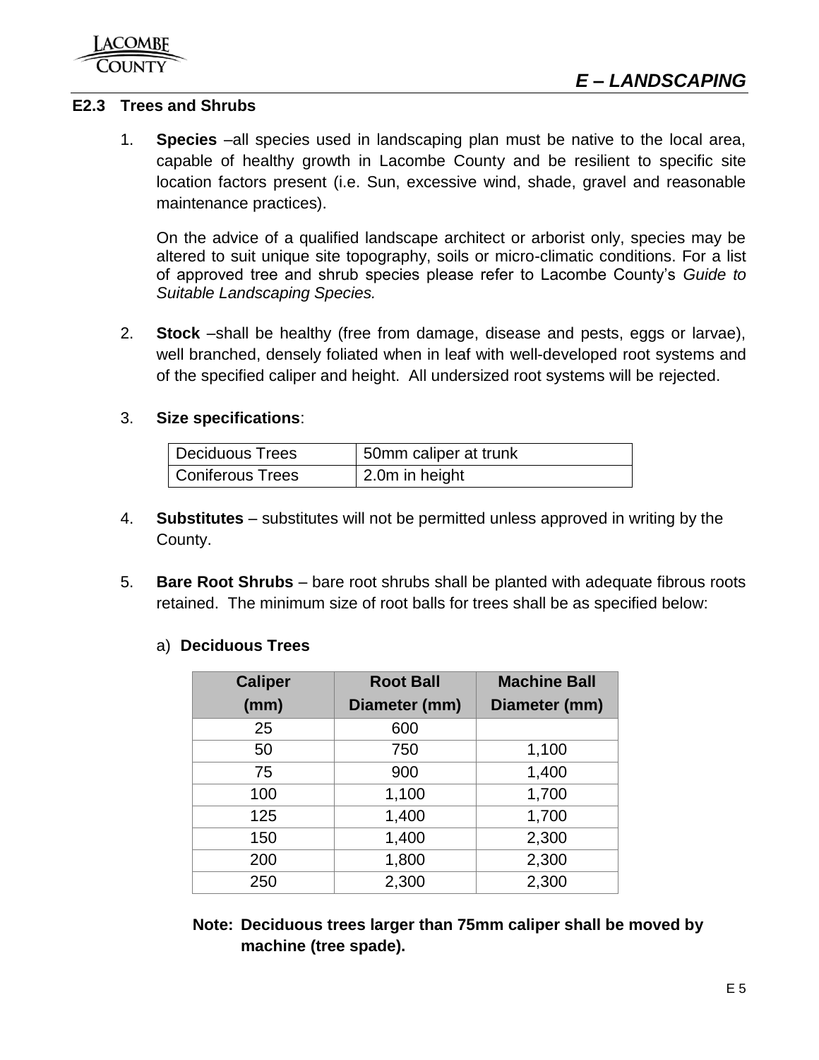## E2.3 Trees and Shrubs

1. **Species** –all species used in landscaping plan must be native to the local area, capable of healthy growth in Lacombe County and be resilient to specific site location factors present (i.e. Sun, excessive wind, shade, gravel and reasonable maintenance practices).

   On the advice of a qualified landscape architect or arborist only, species may be altered to suit unique site topography, soils or micro-climatic conditions. For a list of approved tree and shrub species please refer to Lacombe County's *Guide to Suitable Landscaping Species.*

2. **Stock** –shall be healthy (free from damage, disease and pests, eggs or larvae), well branched, densely foliated when in leaf with well-developed root systems and of the specified caliper and height. All undersized root systems will be rejected.

3. **Size specifications**:

| Deciduous Trees | 50mm caliper at trunk |
|---|---|
| Coniferous Trees | 2.0m in height |

4. **Substitutes** – substitutes will not be permitted unless approved in writing by the County.

5. **Bare Root Shrubs** – bare root shrubs shall be planted with adequate fibrous roots retained. The minimum size of root balls for trees shall be as specified below:

   a) **Deciduous Trees**

| Caliper (mm) | Root Ball Diameter (mm) | Machine Ball Diameter (mm) |
|---|---|---|
| 25 | 600 | |
| 50 | 750 | 1,100 |
| 75 | 900 | 1,400 |
| 100 | 1,100 | 1,700 |
| 125 | 1,400 | 1,700 |
| 150 | 1,400 | 2,300 |
| 200 | 1,800 | 2,300 |
| 250 | 2,300 | 2,300 |

**Note: Deciduous trees larger than 75mm caliper shall be moved by machine (tree spade).**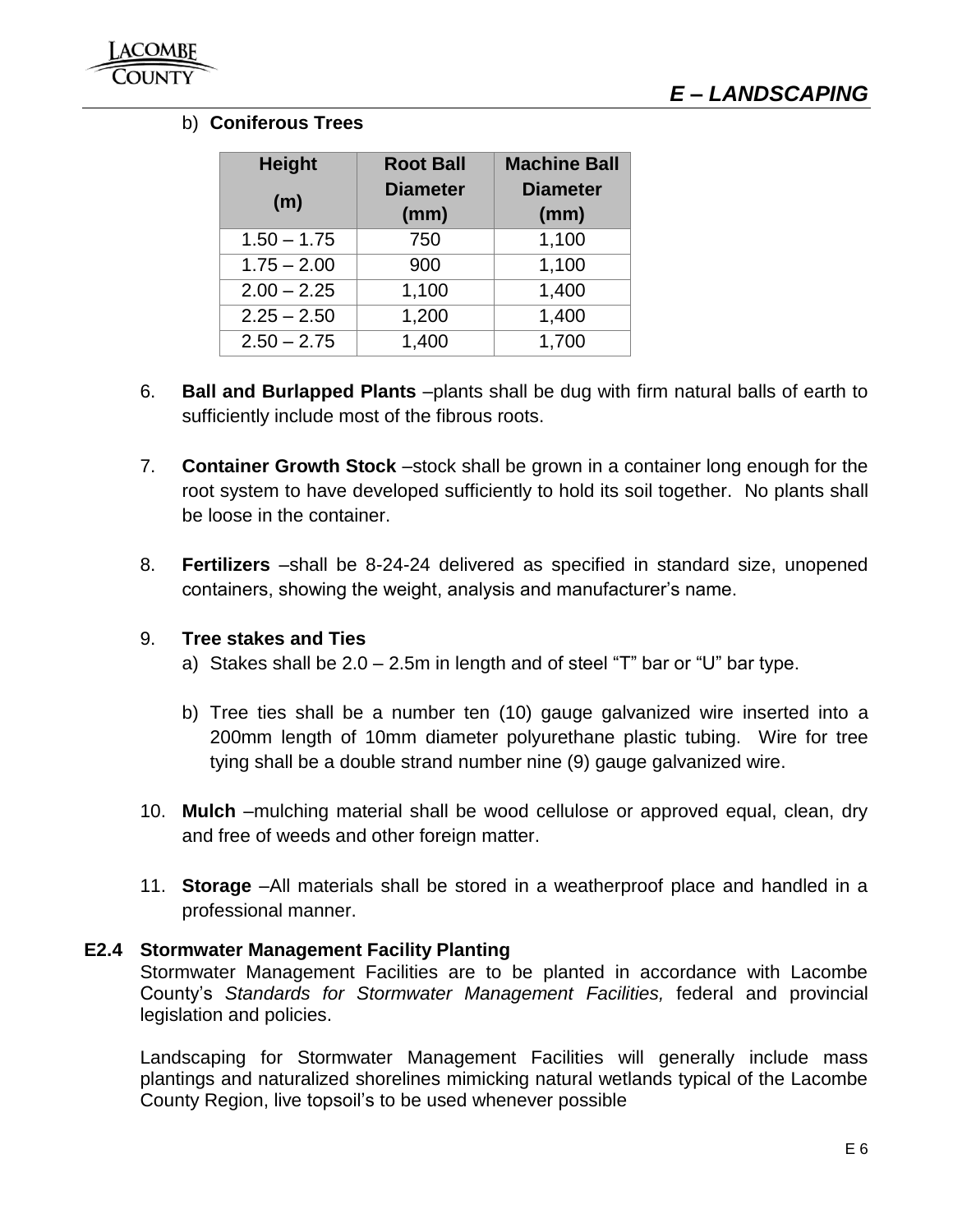b) **Coniferous Trees**

| Height (m) | Root Ball Diameter (mm) | Machine Ball Diameter (mm) |
|---|---|---|
| 1.50 – 1.75 | 750 | 1,100 |
| 1.75 – 2.00 | 900 | 1,100 |
| 2.00 – 2.25 | 1,100 | 1,400 |
| 2.25 – 2.50 | 1,200 | 1,400 |
| 2.50 – 2.75 | 1,400 | 1,700 |

6. **Ball and Burlapped Plants** –plants shall be dug with firm natural balls of earth to sufficiently include most of the fibrous roots.

7. **Container Growth Stock** –stock shall be grown in a container long enough for the root system to have developed sufficiently to hold its soil together. No plants shall be loose in the container.

8. **Fertilizers** –shall be 8-24-24 delivered as specified in standard size, unopened containers, showing the weight, analysis and manufacturer's name.

9. **Tree stakes and Ties**
   a) Stakes shall be 2.0 – 2.5m in length and of steel "T" bar or "U" bar type.

   b) Tree ties shall be a number ten (10) gauge galvanized wire inserted into a 200mm length of 10mm diameter polyurethane plastic tubing. Wire for tree tying shall be a double strand number nine (9) gauge galvanized wire.

10. **Mulch** –mulching material shall be wood cellulose or approved equal, clean, dry and free of weeds and other foreign matter.

11. **Storage** –All materials shall be stored in a weatherproof place and handled in a professional manner.

### E2.4 Stormwater Management Facility Planting

Stormwater Management Facilities are to be planted in accordance with Lacombe County's *Standards for Stormwater Management Facilities,* federal and provincial legislation and policies.

Landscaping for Stormwater Management Facilities will generally include mass plantings and naturalized shorelines mimicking natural wetlands typical of the Lacombe County Region, live topsoil's to be used whenever possible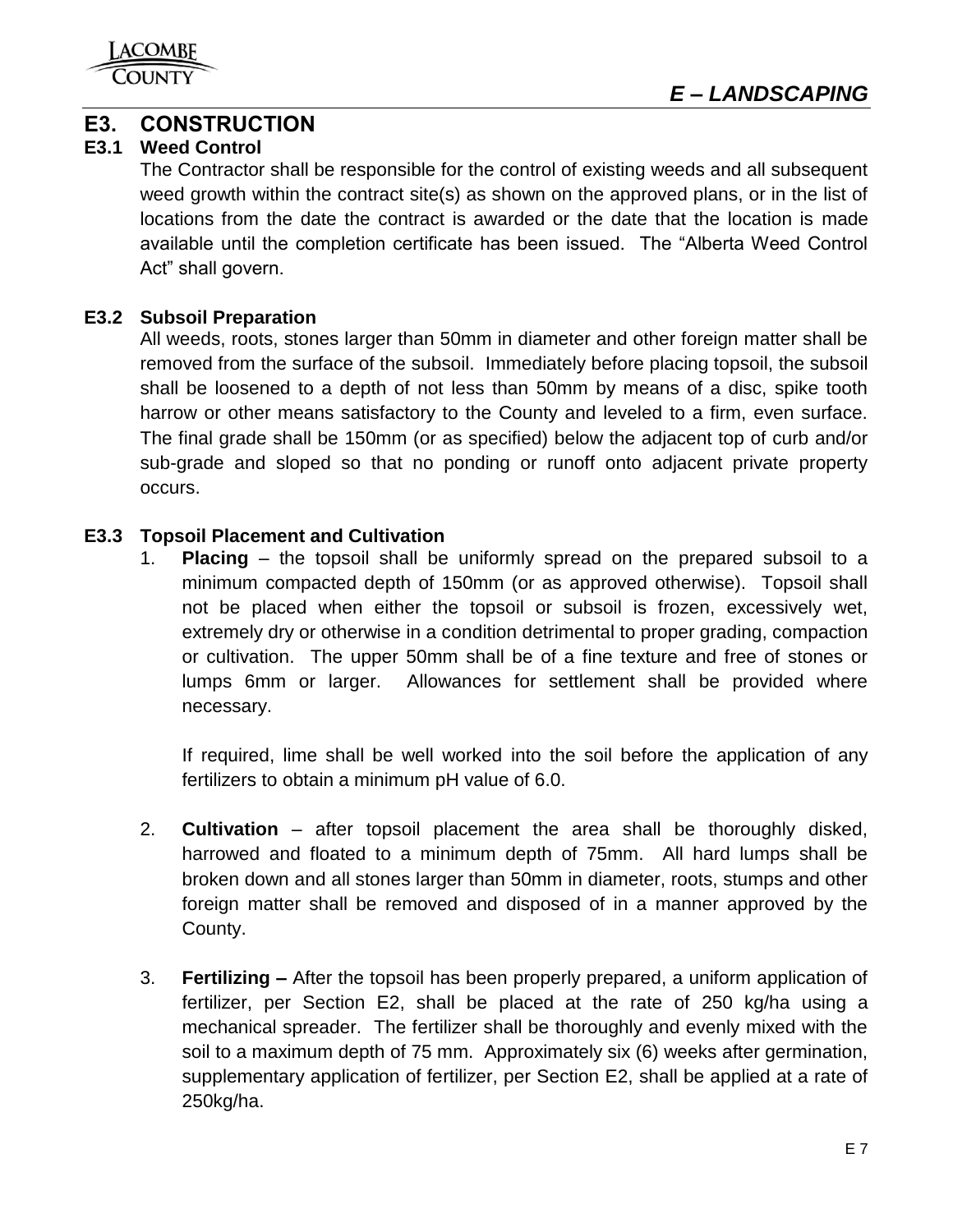## E3. CONSTRUCTION

### E3.1 Weed Control

The Contractor shall be responsible for the control of existing weeds and all subsequent weed growth within the contract site(s) as shown on the approved plans, or in the list of locations from the date the contract is awarded or the date that the location is made available until the completion certificate has been issued. The "Alberta Weed Control Act" shall govern.

### E3.2 Subsoil Preparation

All weeds, roots, stones larger than 50mm in diameter and other foreign matter shall be removed from the surface of the subsoil. Immediately before placing topsoil, the subsoil shall be loosened to a depth of not less than 50mm by means of a disc, spike tooth harrow or other means satisfactory to the County and leveled to a firm, even surface. The final grade shall be 150mm (or as specified) below the adjacent top of curb and/or sub-grade and sloped so that no ponding or runoff onto adjacent private property occurs.

### E3.3 Topsoil Placement and Cultivation

1. **Placing** – the topsoil shall be uniformly spread on the prepared subsoil to a minimum compacted depth of 150mm (or as approved otherwise). Topsoil shall not be placed when either the topsoil or subsoil is frozen, excessively wet, extremely dry or otherwise in a condition detrimental to proper grading, compaction or cultivation. The upper 50mm shall be of a fine texture and free of stones or lumps 6mm or larger. Allowances for settlement shall be provided where necessary.

   If required, lime shall be well worked into the soil before the application of any fertilizers to obtain a minimum pH value of 6.0.

2. **Cultivation** – after topsoil placement the area shall be thoroughly disked, harrowed and floated to a minimum depth of 75mm. All hard lumps shall be broken down and all stones larger than 50mm in diameter, roots, stumps and other foreign matter shall be removed and disposed of in a manner approved by the County.

3. **Fertilizing –** After the topsoil has been properly prepared, a uniform application of fertilizer, per Section E2, shall be placed at the rate of 250 kg/ha using a mechanical spreader. The fertilizer shall be thoroughly and evenly mixed with the soil to a maximum depth of 75 mm. Approximately six (6) weeks after germination, supplementary application of fertilizer, per Section E2, shall be applied at a rate of 250kg/ha.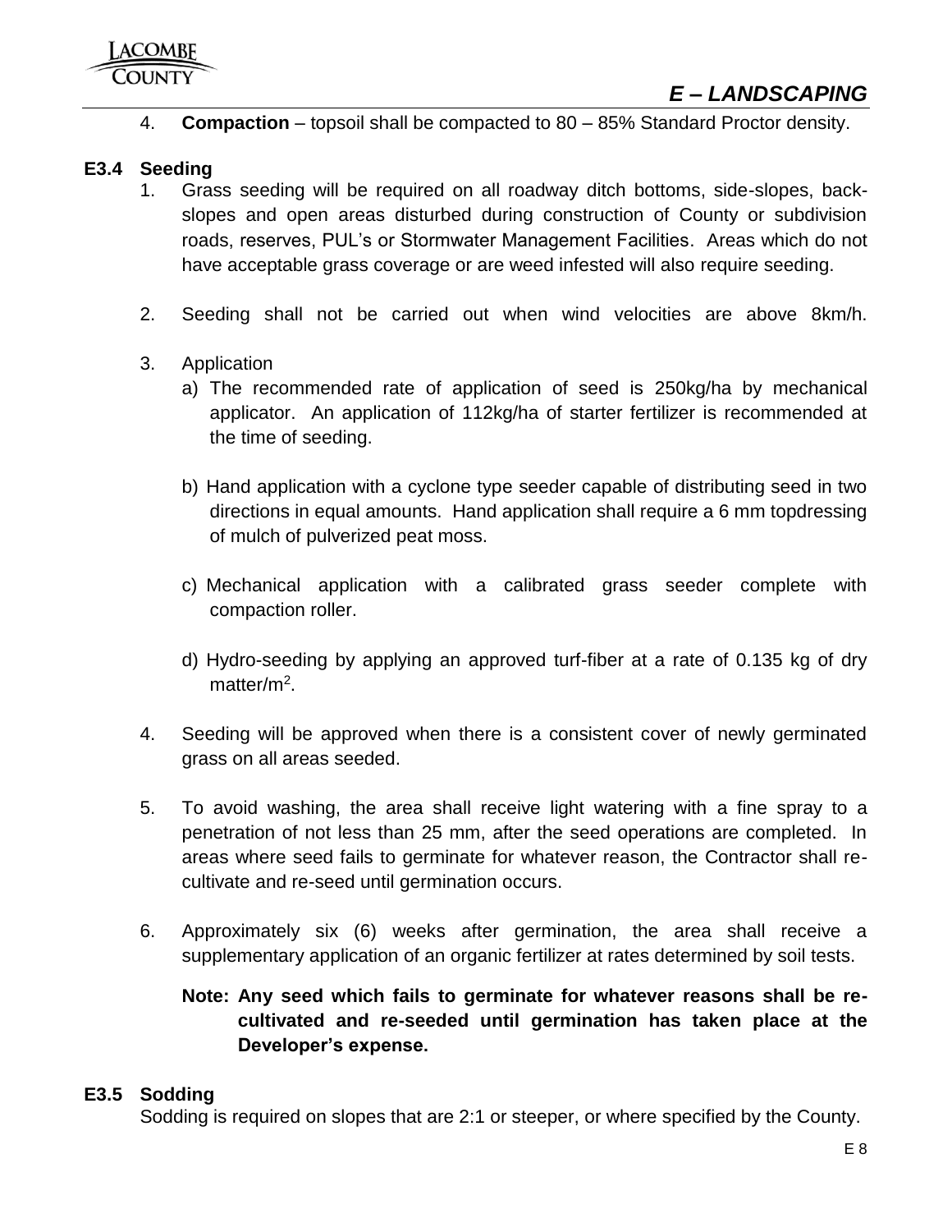4. **Compaction** – topsoil shall be compacted to 80 – 85% Standard Proctor density.

### E3.4 Seeding

1. Grass seeding will be required on all roadway ditch bottoms, side-slopes, back-slopes and open areas disturbed during construction of County or subdivision roads, reserves, PUL's or Stormwater Management Facilities. Areas which do not have acceptable grass coverage or are weed infested will also require seeding.

2. Seeding shall not be carried out when wind velocities are above 8km/h.

3. Application
   a) The recommended rate of application of seed is 250kg/ha by mechanical applicator. An application of 112kg/ha of starter fertilizer is recommended at the time of seeding.

   b) Hand application with a cyclone type seeder capable of distributing seed in two directions in equal amounts. Hand application shall require a 6 mm topdressing of mulch of pulverized peat moss.

   c) Mechanical application with a calibrated grass seeder complete with compaction roller.

   d) Hydro-seeding by applying an approved turf-fiber at a rate of 0.135 kg of dry matter/$m^2$.

4. Seeding will be approved when there is a consistent cover of newly germinated grass on all areas seeded.

5. To avoid washing, the area shall receive light watering with a fine spray to a penetration of not less than 25 mm, after the seed operations are completed. In areas where seed fails to germinate for whatever reason, the Contractor shall re-cultivate and re-seed until germination occurs.

6. Approximately six (6) weeks after germination, the area shall receive a supplementary application of an organic fertilizer at rates determined by soil tests.

   **Note: Any seed which fails to germinate for whatever reasons shall be re-cultivated and re-seeded until germination has taken place at the Developer's expense.**

### E3.5 Sodding

Sodding is required on slopes that are 2:1 or steeper, or where specified by the County.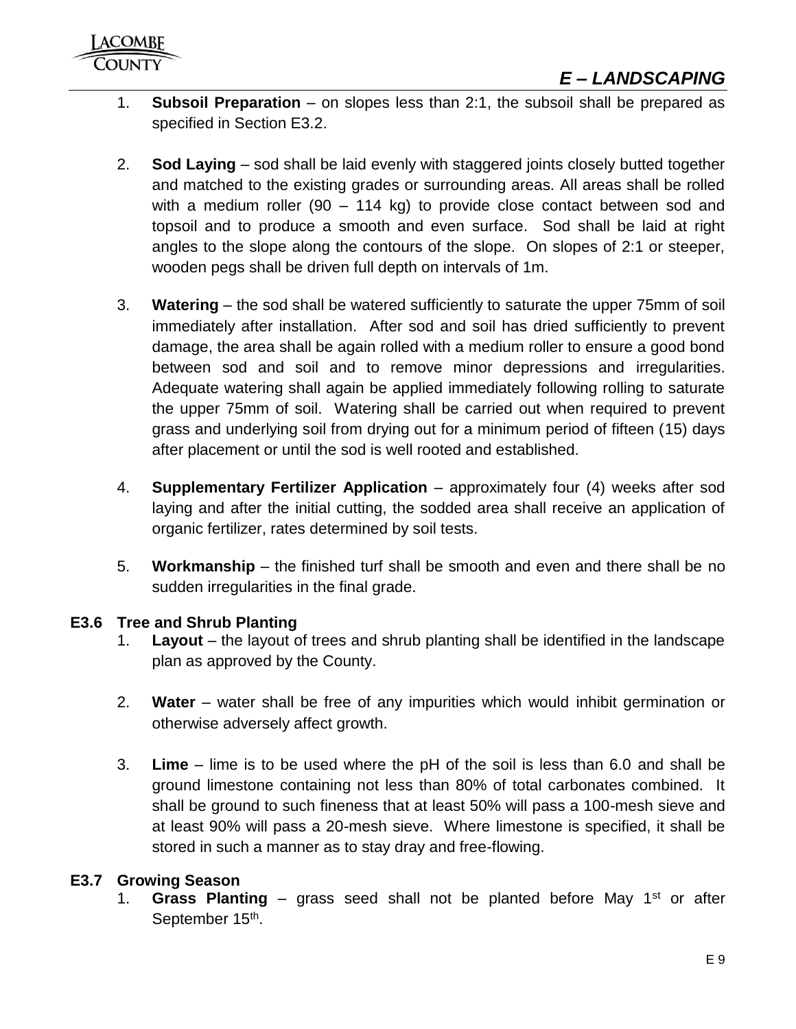1. **Subsoil Preparation** – on slopes less than 2:1, the subsoil shall be prepared as specified in Section E3.2.

2. **Sod Laying** – sod shall be laid evenly with staggered joints closely butted together and matched to the existing grades or surrounding areas. All areas shall be rolled with a medium roller (90 – 114 kg) to provide close contact between sod and topsoil and to produce a smooth and even surface. Sod shall be laid at right angles to the slope along the contours of the slope. On slopes of 2:1 or steeper, wooden pegs shall be driven full depth on intervals of 1m.

3. **Watering** – the sod shall be watered sufficiently to saturate the upper 75mm of soil immediately after installation. After sod and soil has dried sufficiently to prevent damage, the area shall be again rolled with a medium roller to ensure a good bond between sod and soil and to remove minor depressions and irregularities. Adequate watering shall again be applied immediately following rolling to saturate the upper 75mm of soil. Watering shall be carried out when required to prevent grass and underlying soil from drying out for a minimum period of fifteen (15) days after placement or until the sod is well rooted and established.

4. **Supplementary Fertilizer Application** – approximately four (4) weeks after sod laying and after the initial cutting, the sodded area shall receive an application of organic fertilizer, rates determined by soil tests.

5. **Workmanship** – the finished turf shall be smooth and even and there shall be no sudden irregularities in the final grade.

### E3.6 Tree and Shrub Planting

1. **Layout** – the layout of trees and shrub planting shall be identified in the landscape plan as approved by the County.

2. **Water** – water shall be free of any impurities which would inhibit germination or otherwise adversely affect growth.

3. **Lime** – lime is to be used where the pH of the soil is less than 6.0 and shall be ground limestone containing not less than 80% of total carbonates combined. It shall be ground to such fineness that at least 50% will pass a 100-mesh sieve and at least 90% will pass a 20-mesh sieve. Where limestone is specified, it shall be stored in such a manner as to stay dray and free-flowing.

### E3.7 Growing Season

1. **Grass Planting** – grass seed shall not be planted before May 1st or after September 15th.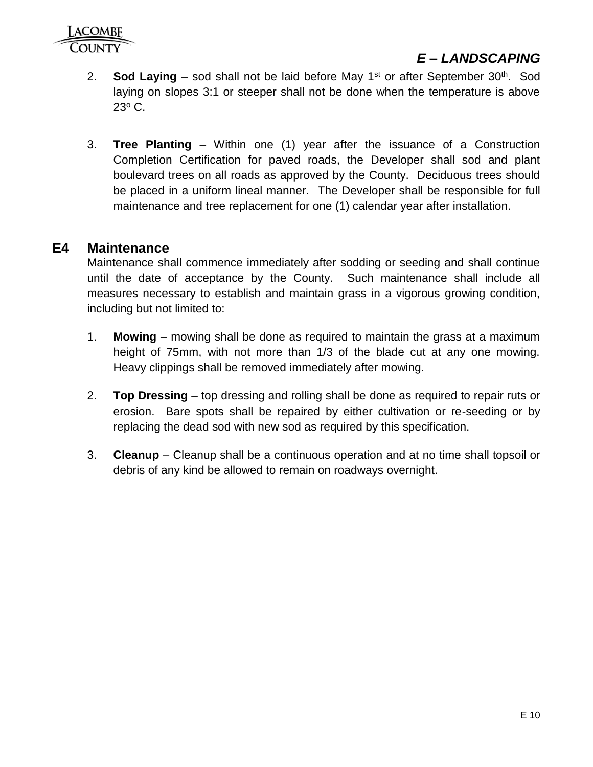2. **Sod Laying** – sod shall not be laid before May 1st or after September 30th. Sod laying on slopes 3:1 or steeper shall not be done when the temperature is above 23º C.

3. **Tree Planting** – Within one (1) year after the issuance of a Construction Completion Certification for paved roads, the Developer shall sod and plant boulevard trees on all roads as approved by the County. Deciduous trees should be placed in a uniform lineal manner. The Developer shall be responsible for full maintenance and tree replacement for one (1) calendar year after installation.

## E4 Maintenance

Maintenance shall commence immediately after sodding or seeding and shall continue until the date of acceptance by the County. Such maintenance shall include all measures necessary to establish and maintain grass in a vigorous growing condition, including but not limited to:

1. **Mowing** – mowing shall be done as required to maintain the grass at a maximum height of 75mm, with not more than 1/3 of the blade cut at any one mowing. Heavy clippings shall be removed immediately after mowing.

2. **Top Dressing** – top dressing and rolling shall be done as required to repair ruts or erosion. Bare spots shall be repaired by either cultivation or re-seeding or by replacing the dead sod with new sod as required by this specification.

3. **Cleanup** – Cleanup shall be a continuous operation and at no time shall topsoil or debris of any kind be allowed to remain on roadways overnight.